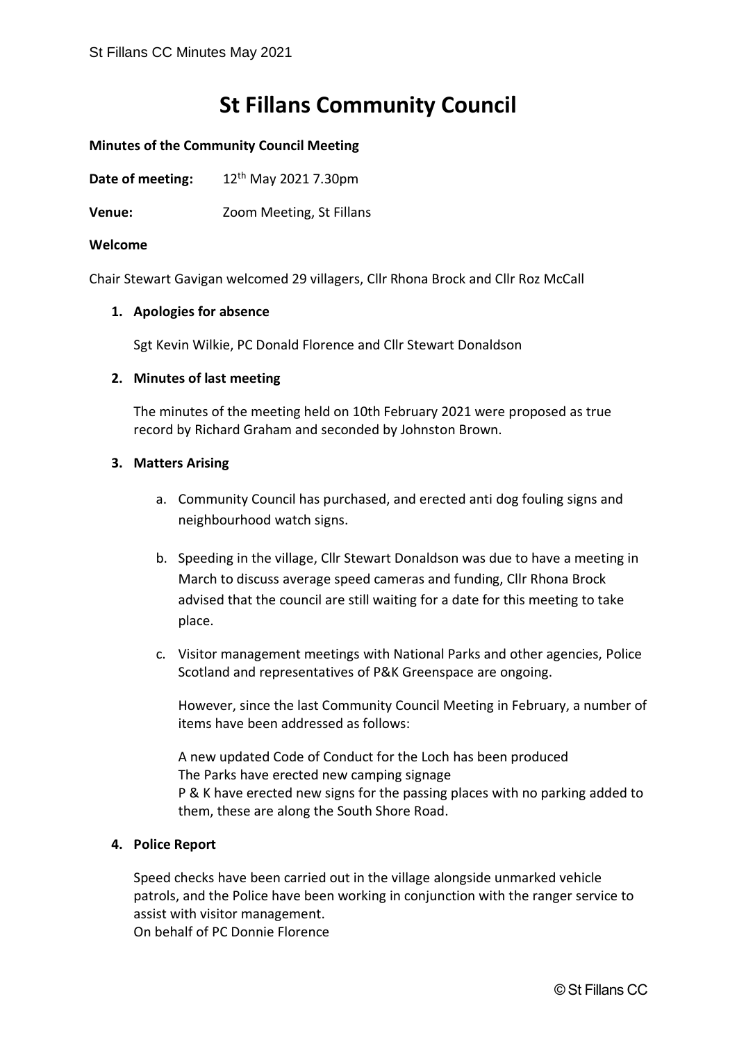# St Fillans Community Council

**Minutes of the Community Council Meeting**

**Date of meeting:** 12th May 2021 7.30pm

**Venue:** Zoom Meeting, St Fillans

**Welcome**

Chair Stewart Gavigan welcomed 29 villagers, Cllr Rhona Brock and Cllr Roz McCall

1. **Apologies for absence**

   Sgt Kevin Wilkie, PC Donald Florence and Cllr Stewart Donaldson

2. **Minutes of last meeting**

   The minutes of the meeting held on 10th February 2021 were proposed as true record by Richard Graham and seconded by Johnston Brown.

3. **Matters Arising**

   a. Community Council has purchased, and erected anti dog fouling signs and neighbourhood watch signs.

   b. Speeding in the village, Cllr Stewart Donaldson was due to have a meeting in March to discuss average speed cameras and funding, Cllr Rhona Brock advised that the council are still waiting for a date for this meeting to take place.

   c. Visitor management meetings with National Parks and other agencies, Police Scotland and representatives of P&K Greenspace are ongoing.

      However, since the last Community Council Meeting in February, a number of items have been addressed as follows:

      A new updated Code of Conduct for the Loch has been produced
      The Parks have erected new camping signage
      P & K have erected new signs for the passing places with no parking added to them, these are along the South Shore Road.

4. **Police Report**

   Speed checks have been carried out in the village alongside unmarked vehicle patrols, and the Police have been working in conjunction with the ranger service to assist with visitor management.
   On behalf of PC Donnie Florence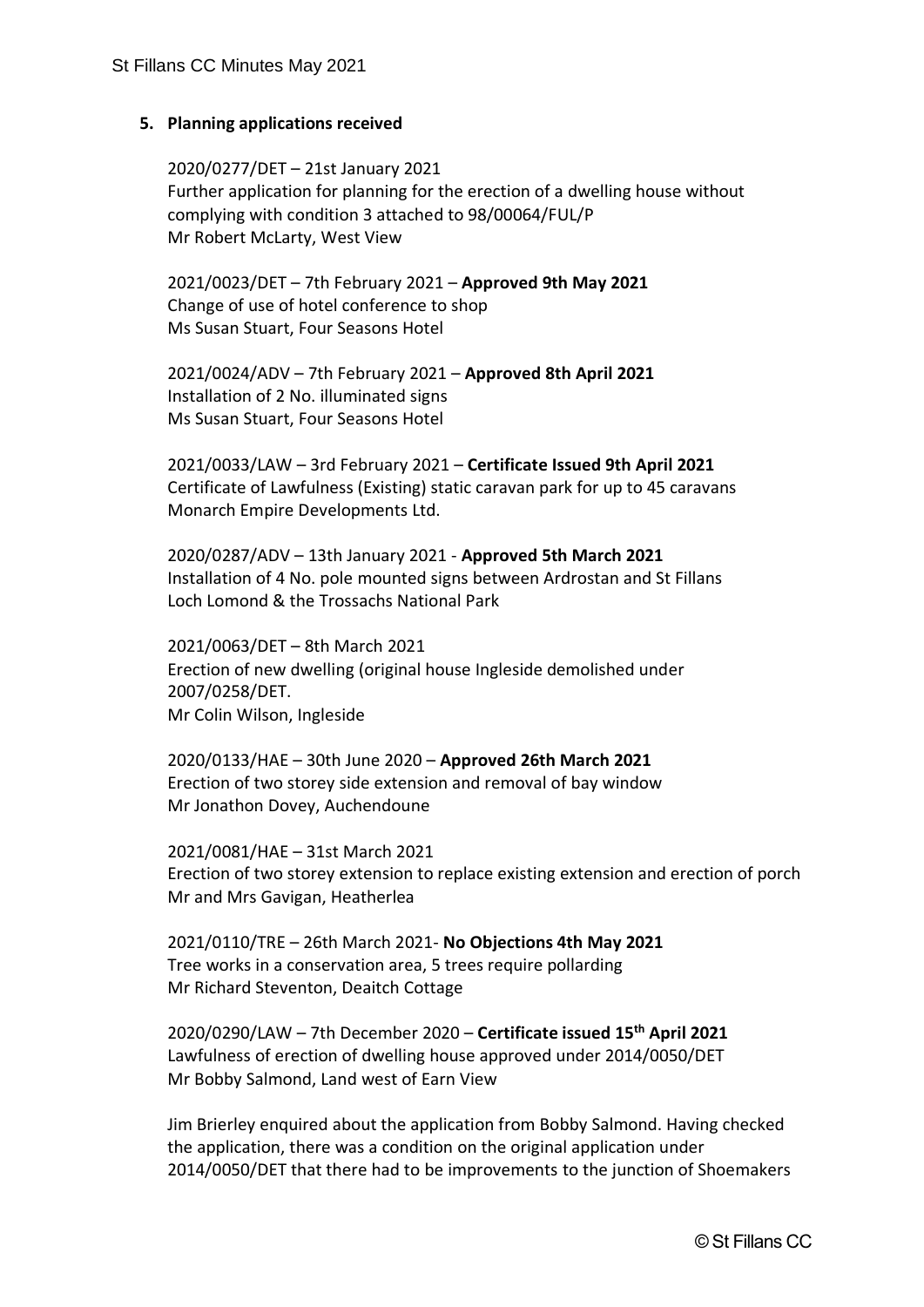## 5. Planning applications received

2020/0277/DET – 21st January 2021
Further application for planning for the erection of a dwelling house without complying with condition 3 attached to 98/00064/FUL/P
Mr Robert McLarty, West View

2021/0023/DET – 7th February 2021 – **Approved 9th May 2021**
Change of use of hotel conference to shop
Ms Susan Stuart, Four Seasons Hotel

2021/0024/ADV – 7th February 2021 – **Approved 8th April 2021**
Installation of 2 No. illuminated signs
Ms Susan Stuart, Four Seasons Hotel

2021/0033/LAW – 3rd February 2021 – **Certificate Issued 9th April 2021**
Certificate of Lawfulness (Existing) static caravan park for up to 45 caravans
Monarch Empire Developments Ltd.

2020/0287/ADV – 13th January 2021 - **Approved 5th March 2021**
Installation of 4 No. pole mounted signs between Ardrostan and St Fillans
Loch Lomond & the Trossachs National Park

2021/0063/DET – 8th March 2021
Erection of new dwelling (original house Ingleside demolished under 2007/0258/DET.
Mr Colin Wilson, Ingleside

2020/0133/HAE – 30th June 2020 – **Approved 26th March 2021**
Erection of two storey side extension and removal of bay window
Mr Jonathon Dovey, Auchendoune

2021/0081/HAE – 31st March 2021
Erection of two storey extension to replace existing extension and erection of porch
Mr and Mrs Gavigan, Heatherlea

2021/0110/TRE – 26th March 2021- **No Objections 4th May 2021**
Tree works in a conservation area, 5 trees require pollarding
Mr Richard Steventon, Deaitch Cottage

2020/0290/LAW – 7th December 2020 – **Certificate issued 15th April 2021**
Lawfulness of erection of dwelling house approved under 2014/0050/DET
Mr Bobby Salmond, Land west of Earn View

Jim Brierley enquired about the application from Bobby Salmond. Having checked the application, there was a condition on the original application under 2014/0050/DET that there had to be improvements to the junction of Shoemakers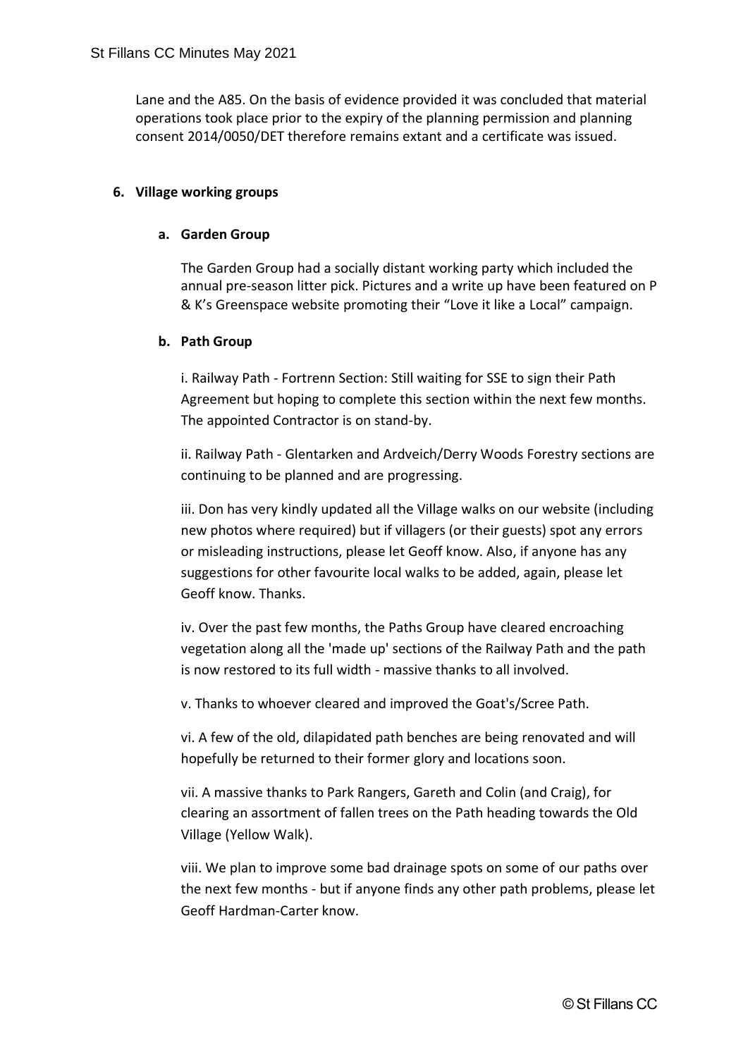Lane and the A85. On the basis of evidence provided it was concluded that material operations took place prior to the expiry of the planning permission and planning consent 2014/0050/DET therefore remains extant and a certificate was issued.

**6. Village working groups**

**a. Garden Group**

The Garden Group had a socially distant working party which included the annual pre-season litter pick. Pictures and a write up have been featured on P & K's Greenspace website promoting their "Love it like a Local" campaign.

**b. Path Group**

i. Railway Path - Fortrenn Section: Still waiting for SSE to sign their Path Agreement but hoping to complete this section within the next few months. The appointed Contractor is on stand-by.

ii. Railway Path - Glentarken and Ardveich/Derry Woods Forestry sections are continuing to be planned and are progressing.

iii. Don has very kindly updated all the Village walks on our website (including new photos where required) but if villagers (or their guests) spot any errors or misleading instructions, please let Geoff know. Also, if anyone has any suggestions for other favourite local walks to be added, again, please let Geoff know. Thanks.

iv. Over the past few months, the Paths Group have cleared encroaching vegetation along all the 'made up' sections of the Railway Path and the path is now restored to its full width - massive thanks to all involved.

v. Thanks to whoever cleared and improved the Goat's/Scree Path.

vi. A few of the old, dilapidated path benches are being renovated and will hopefully be returned to their former glory and locations soon.

vii. A massive thanks to Park Rangers, Gareth and Colin (and Craig), for clearing an assortment of fallen trees on the Path heading towards the Old Village (Yellow Walk).

viii. We plan to improve some bad drainage spots on some of our paths over the next few months - but if anyone finds any other path problems, please let Geoff Hardman-Carter know.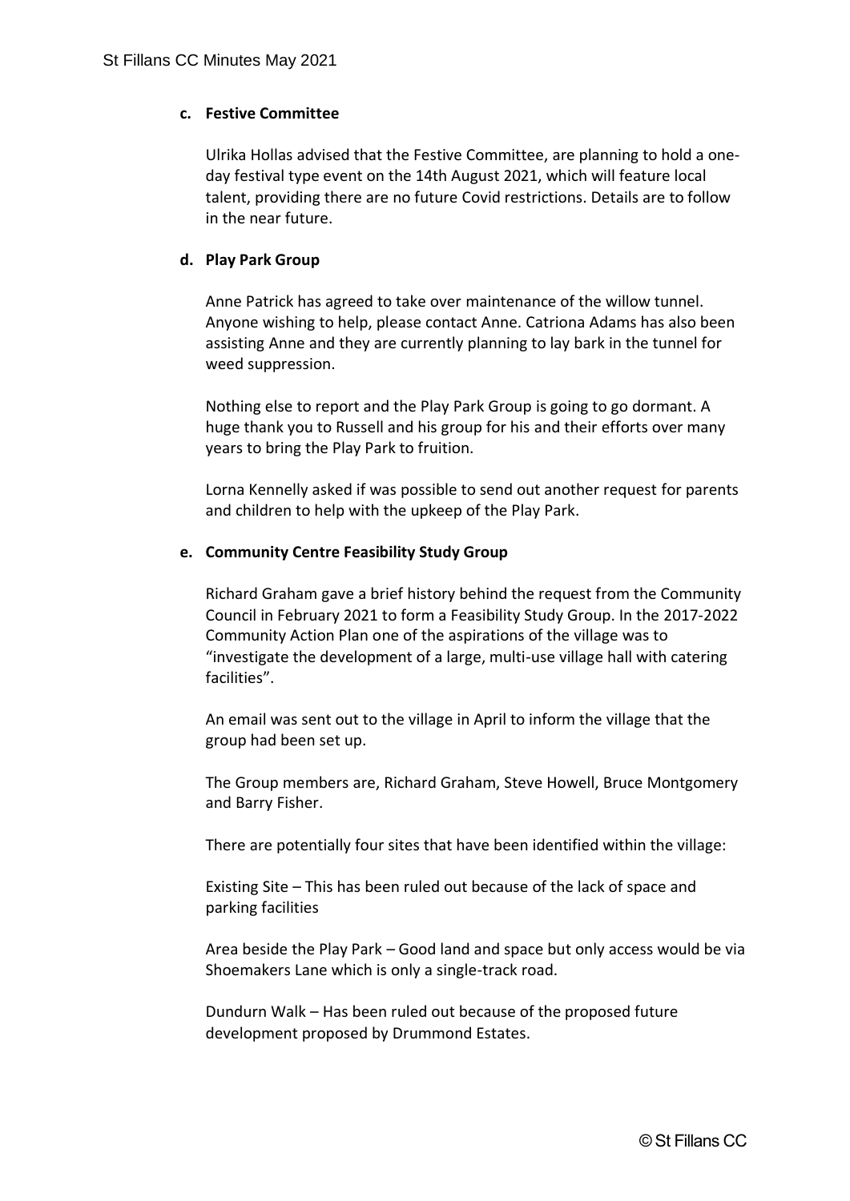**c. Festive Committee**

Ulrika Hollas advised that the Festive Committee, are planning to hold a one-day festival type event on the 14th August 2021, which will feature local talent, providing there are no future Covid restrictions. Details are to follow in the near future.

**d. Play Park Group**

Anne Patrick has agreed to take over maintenance of the willow tunnel. Anyone wishing to help, please contact Anne. Catriona Adams has also been assisting Anne and they are currently planning to lay bark in the tunnel for weed suppression.

Nothing else to report and the Play Park Group is going to go dormant. A huge thank you to Russell and his group for his and their efforts over many years to bring the Play Park to fruition.

Lorna Kennelly asked if was possible to send out another request for parents and children to help with the upkeep of the Play Park.

**e. Community Centre Feasibility Study Group**

Richard Graham gave a brief history behind the request from the Community Council in February 2021 to form a Feasibility Study Group. In the 2017-2022 Community Action Plan one of the aspirations of the village was to "investigate the development of a large, multi-use village hall with catering facilities".

An email was sent out to the village in April to inform the village that the group had been set up.

The Group members are, Richard Graham, Steve Howell, Bruce Montgomery and Barry Fisher.

There are potentially four sites that have been identified within the village:

Existing Site – This has been ruled out because of the lack of space and parking facilities

Area beside the Play Park – Good land and space but only access would be via Shoemakers Lane which is only a single-track road.

Dundurn Walk – Has been ruled out because of the proposed future development proposed by Drummond Estates.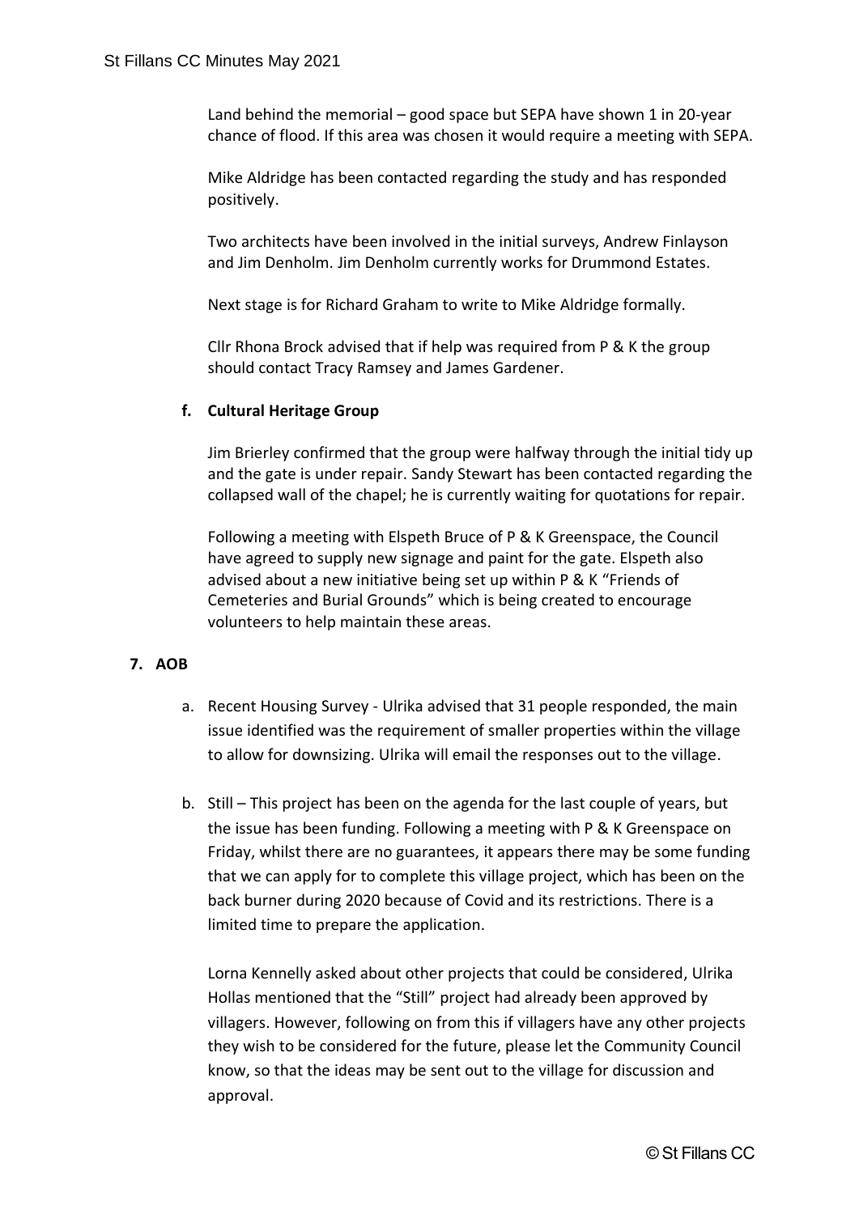Land behind the memorial – good space but SEPA have shown 1 in 20-year chance of flood. If this area was chosen it would require a meeting with SEPA.

Mike Aldridge has been contacted regarding the study and has responded positively.

Two architects have been involved in the initial surveys, Andrew Finlayson and Jim Denholm. Jim Denholm currently works for Drummond Estates.

Next stage is for Richard Graham to write to Mike Aldridge formally.

Cllr Rhona Brock advised that if help was required from P & K the group should contact Tracy Ramsey and James Gardener.

**f. Cultural Heritage Group**

Jim Brierley confirmed that the group were halfway through the initial tidy up and the gate is under repair. Sandy Stewart has been contacted regarding the collapsed wall of the chapel; he is currently waiting for quotations for repair.

Following a meeting with Elspeth Bruce of P & K Greenspace, the Council have agreed to supply new signage and paint for the gate. Elspeth also advised about a new initiative being set up within P & K "Friends of Cemeteries and Burial Grounds" which is being created to encourage volunteers to help maintain these areas.

**7. AOB**

a. Recent Housing Survey - Ulrika advised that 31 people responded, the main issue identified was the requirement of smaller properties within the village to allow for downsizing. Ulrika will email the responses out to the village.

b. Still – This project has been on the agenda for the last couple of years, but the issue has been funding. Following a meeting with P & K Greenspace on Friday, whilst there are no guarantees, it appears there may be some funding that we can apply for to complete this village project, which has been on the back burner during 2020 because of Covid and its restrictions. There is a limited time to prepare the application.

   Lorna Kennelly asked about other projects that could be considered, Ulrika Hollas mentioned that the "Still" project had already been approved by villagers. However, following on from this if villagers have any other projects they wish to be considered for the future, please let the Community Council know, so that the ideas may be sent out to the village for discussion and approval.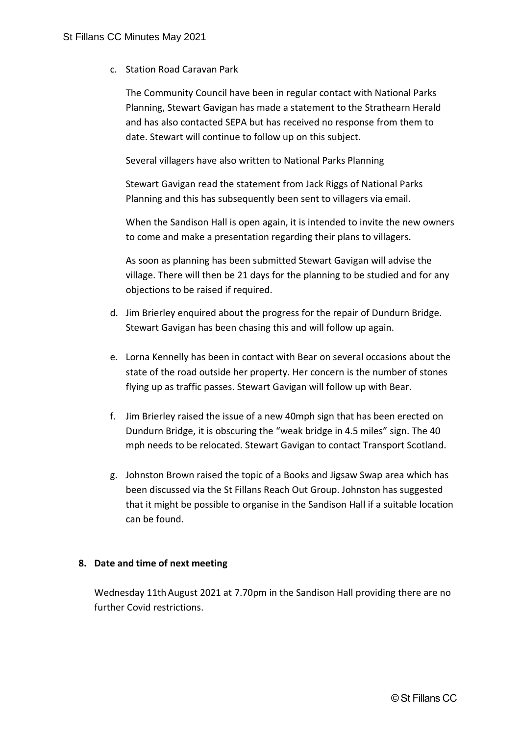c. Station Road Caravan Park

   The Community Council have been in regular contact with National Parks Planning, Stewart Gavigan has made a statement to the Strathearn Herald and has also contacted SEPA but has received no response from them to date. Stewart will continue to follow up on this subject.

   Several villagers have also written to National Parks Planning

   Stewart Gavigan read the statement from Jack Riggs of National Parks Planning and this has subsequently been sent to villagers via email.

   When the Sandison Hall is open again, it is intended to invite the new owners to come and make a presentation regarding their plans to villagers.

   As soon as planning has been submitted Stewart Gavigan will advise the village. There will then be 21 days for the planning to be studied and for any objections to be raised if required.

d. Jim Brierley enquired about the progress for the repair of Dundurn Bridge. Stewart Gavigan has been chasing this and will follow up again.

e. Lorna Kennelly has been in contact with Bear on several occasions about the state of the road outside her property. Her concern is the number of stones flying up as traffic passes. Stewart Gavigan will follow up with Bear.

f. Jim Brierley raised the issue of a new 40mph sign that has been erected on Dundurn Bridge, it is obscuring the "weak bridge in 4.5 miles" sign. The 40 mph needs to be relocated. Stewart Gavigan to contact Transport Scotland.

g. Johnston Brown raised the topic of a Books and Jigsaw Swap area which has been discussed via the St Fillans Reach Out Group. Johnston has suggested that it might be possible to organise in the Sandison Hall if a suitable location can be found.

**8. Date and time of next meeting**

Wednesday 11th August 2021 at 7.70pm in the Sandison Hall providing there are no further Covid restrictions.